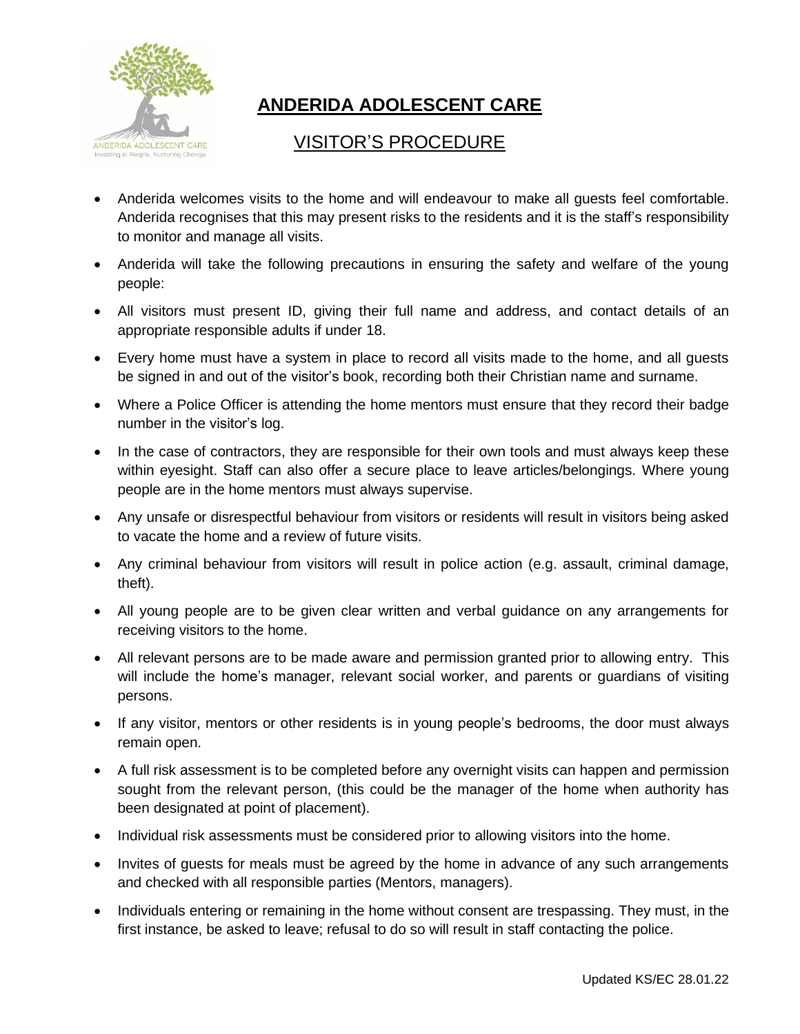# ANDERIDA ADOLESCENT CARE

## VISITOR'S PROCEDURE

- Anderida welcomes visits to the home and will endeavour to make all guests feel comfortable. Anderida recognises that this may present risks to the residents and it is the staff's responsibility to monitor and manage all visits.
- Anderida will take the following precautions in ensuring the safety and welfare of the young people:
- All visitors must present ID, giving their full name and address, and contact details of an appropriate responsible adults if under 18.
- Every home must have a system in place to record all visits made to the home, and all guests be signed in and out of the visitor's book, recording both their Christian name and surname.
- Where a Police Officer is attending the home mentors must ensure that they record their badge number in the visitor's log.
- In the case of contractors, they are responsible for their own tools and must always keep these within eyesight. Staff can also offer a secure place to leave articles/belongings. Where young people are in the home mentors must always supervise.
- Any unsafe or disrespectful behaviour from visitors or residents will result in visitors being asked to vacate the home and a review of future visits.
- Any criminal behaviour from visitors will result in police action (e.g. assault, criminal damage, theft).
- All young people are to be given clear written and verbal guidance on any arrangements for receiving visitors to the home.
- All relevant persons are to be made aware and permission granted prior to allowing entry. This will include the home's manager, relevant social worker, and parents or guardians of visiting persons.
- If any visitor, mentors or other residents is in young people's bedrooms, the door must always remain open.
- A full risk assessment is to be completed before any overnight visits can happen and permission sought from the relevant person, (this could be the manager of the home when authority has been designated at point of placement).
- Individual risk assessments must be considered prior to allowing visitors into the home.
- Invites of guests for meals must be agreed by the home in advance of any such arrangements and checked with all responsible parties (Mentors, managers).
- Individuals entering or remaining in the home without consent are trespassing. They must, in the first instance, be asked to leave; refusal to do so will result in staff contacting the police.

Updated KS/EC 28.01.22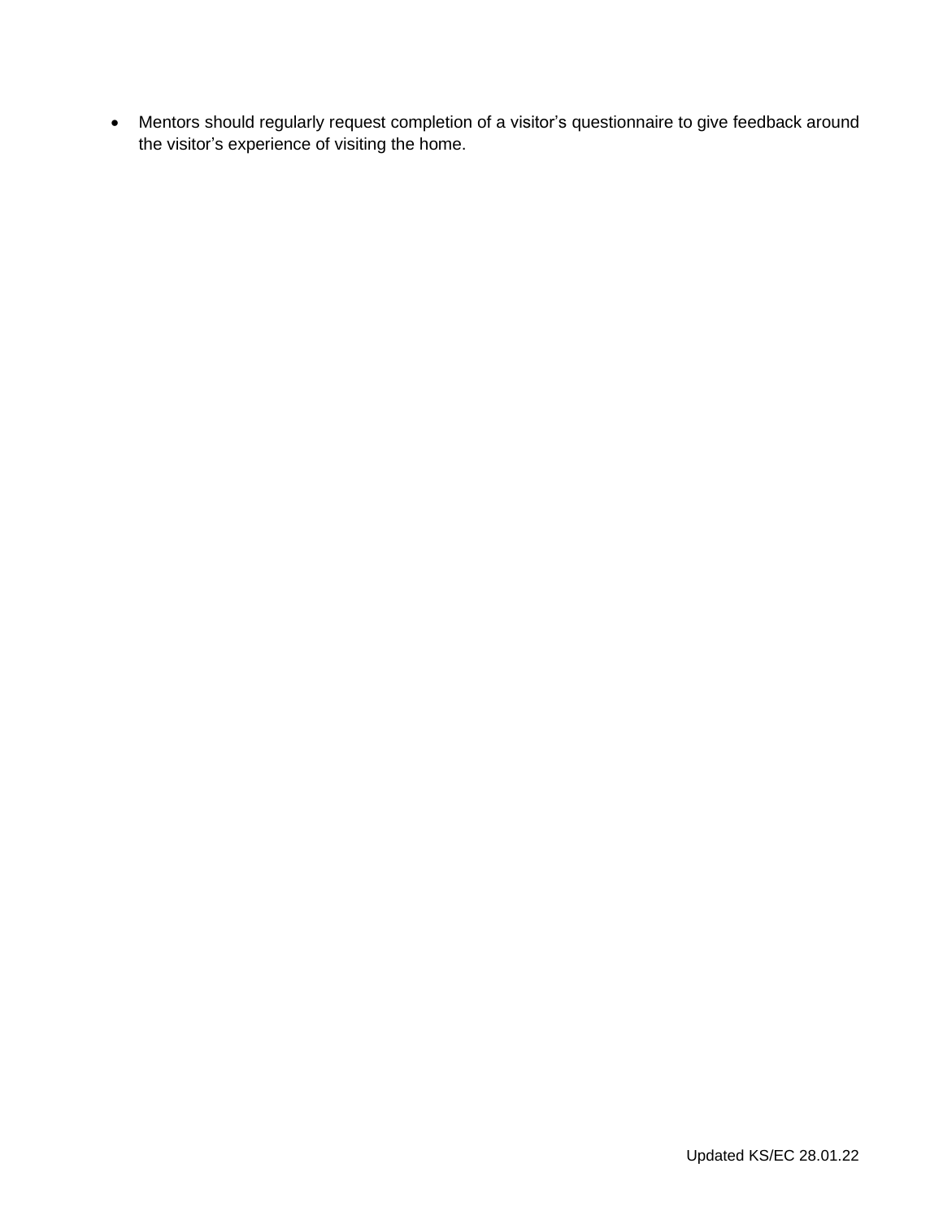- Mentors should regularly request completion of a visitor's questionnaire to give feedback around the visitor's experience of visiting the home.

Updated KS/EC 28.01.22